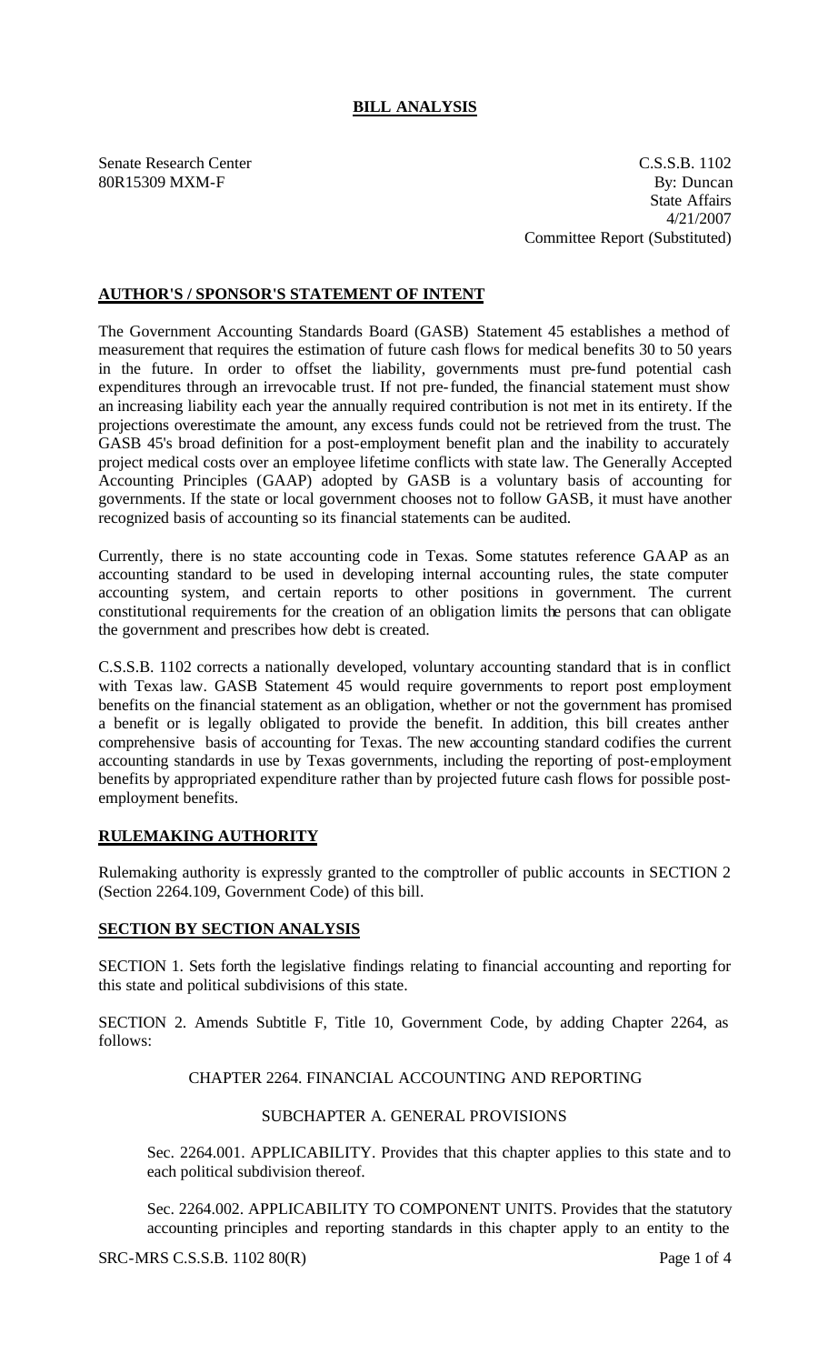# BILL ANALYSIS

Senate Research Center
80R15309 MXM-F

C.S.S.B. 1102
By: Duncan
State Affairs
4/21/2007
Committee Report (Substituted)

## AUTHOR'S / SPONSOR'S STATEMENT OF INTENT

The Government Accounting Standards Board (GASB) Statement 45 establishes a method of measurement that requires the estimation of future cash flows for medical benefits 30 to 50 years in the future. In order to offset the liability, governments must pre-fund potential cash expenditures through an irrevocable trust. If not pre-funded, the financial statement must show an increasing liability each year the annually required contribution is not met in its entirety. If the projections overestimate the amount, any excess funds could not be retrieved from the trust. The GASB 45's broad definition for a post-employment benefit plan and the inability to accurately project medical costs over an employee lifetime conflicts with state law. The Generally Accepted Accounting Principles (GAAP) adopted by GASB is a voluntary basis of accounting for governments. If the state or local government chooses not to follow GASB, it must have another recognized basis of accounting so its financial statements can be audited.

Currently, there is no state accounting code in Texas. Some statutes reference GAAP as an accounting standard to be used in developing internal accounting rules, the state computer accounting system, and certain reports to other positions in government. The current constitutional requirements for the creation of an obligation limits the persons that can obligate the government and prescribes how debt is created.

C.S.S.B. 1102 corrects a nationally developed, voluntary accounting standard that is in conflict with Texas law. GASB Statement 45 would require governments to report post employment benefits on the financial statement as an obligation, whether or not the government has promised a benefit or is legally obligated to provide the benefit. In addition, this bill creates anther comprehensive basis of accounting for Texas. The new accounting standard codifies the current accounting standards in use by Texas governments, including the reporting of post-employment benefits by appropriated expenditure rather than by projected future cash flows for possible post-employment benefits.

## RULEMAKING AUTHORITY

Rulemaking authority is expressly granted to the comptroller of public accounts in SECTION 2 (Section 2264.109, Government Code) of this bill.

## SECTION BY SECTION ANALYSIS

SECTION 1. Sets forth the legislative findings relating to financial accounting and reporting for this state and political subdivisions of this state.

SECTION 2. Amends Subtitle F, Title 10, Government Code, by adding Chapter 2264, as follows:

CHAPTER 2264. FINANCIAL ACCOUNTING AND REPORTING

SUBCHAPTER A. GENERAL PROVISIONS

Sec. 2264.001. APPLICABILITY. Provides that this chapter applies to this state and to each political subdivision thereof.

Sec. 2264.002. APPLICABILITY TO COMPONENT UNITS. Provides that the statutory accounting principles and reporting standards in this chapter apply to an entity to the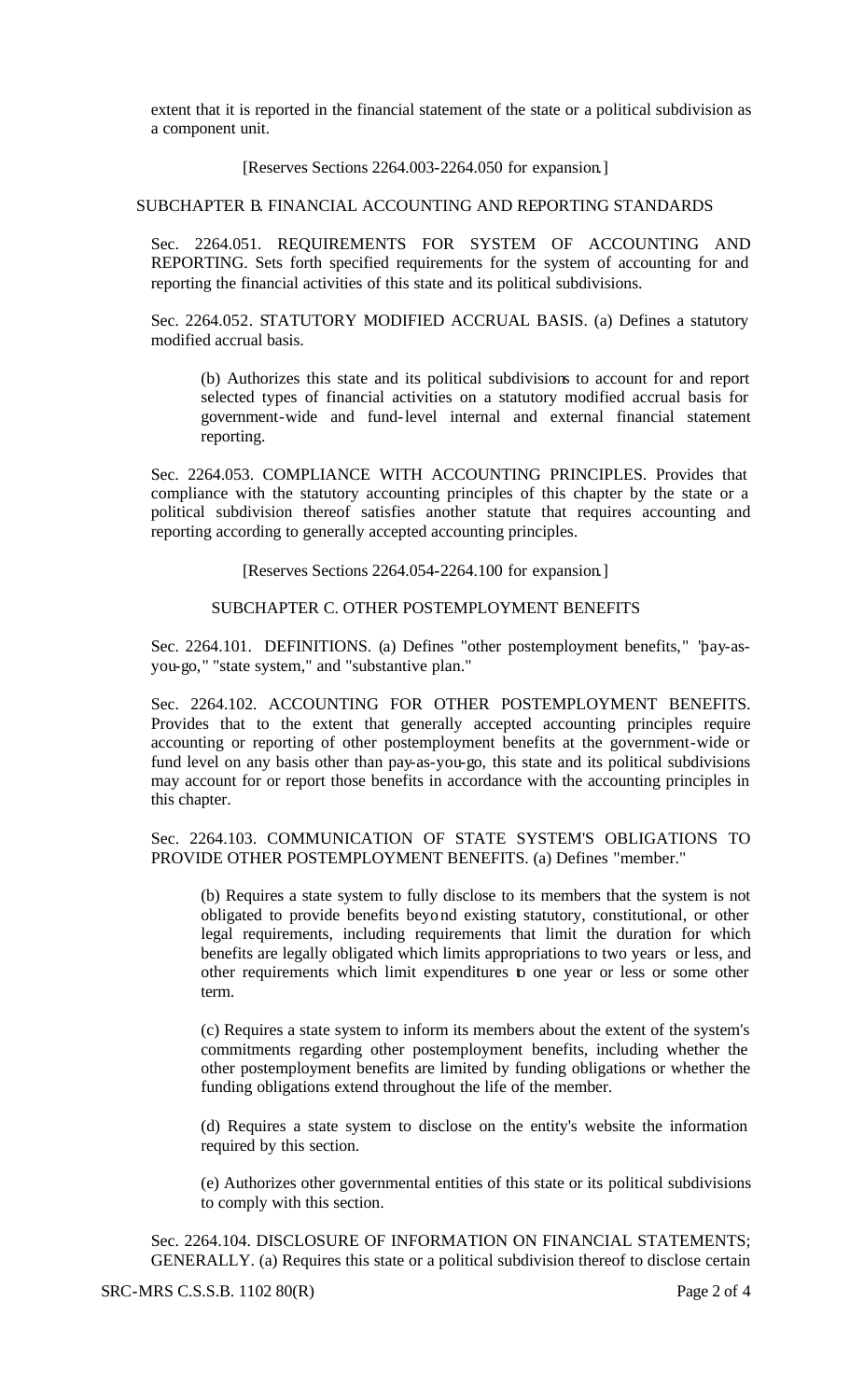extent that it is reported in the financial statement of the state or a political subdivision as a component unit.

[Reserves Sections 2264.003-2264.050 for expansion.]

SUBCHAPTER B. FINANCIAL ACCOUNTING AND REPORTING STANDARDS

Sec. 2264.051. REQUIREMENTS FOR SYSTEM OF ACCOUNTING AND REPORTING. Sets forth specified requirements for the system of accounting for and reporting the financial activities of this state and its political subdivisions.

Sec. 2264.052. STATUTORY MODIFIED ACCRUAL BASIS. (a) Defines a statutory modified accrual basis.

(b) Authorizes this state and its political subdivisions to account for and report selected types of financial activities on a statutory modified accrual basis for government-wide and fund-level internal and external financial statement reporting.

Sec. 2264.053. COMPLIANCE WITH ACCOUNTING PRINCIPLES. Provides that compliance with the statutory accounting principles of this chapter by the state or a political subdivision thereof satisfies another statute that requires accounting and reporting according to generally accepted accounting principles.

[Reserves Sections 2264.054-2264.100 for expansion.]

SUBCHAPTER C. OTHER POSTEMPLOYMENT BENEFITS

Sec. 2264.101. DEFINITIONS. (a) Defines "other postemployment benefits," "pay-as-you-go," "state system," and "substantive plan."

Sec. 2264.102. ACCOUNTING FOR OTHER POSTEMPLOYMENT BENEFITS. Provides that to the extent that generally accepted accounting principles require accounting or reporting of other postemployment benefits at the government-wide or fund level on any basis other than pay-as-you-go, this state and its political subdivisions may account for or report those benefits in accordance with the accounting principles in this chapter.

Sec. 2264.103. COMMUNICATION OF STATE SYSTEM'S OBLIGATIONS TO PROVIDE OTHER POSTEMPLOYMENT BENEFITS. (a) Defines "member."

(b) Requires a state system to fully disclose to its members that the system is not obligated to provide benefits beyond existing statutory, constitutional, or other legal requirements, including requirements that limit the duration for which benefits are legally obligated which limits appropriations to two years or less, and other requirements which limit expenditures to one year or less or some other term.

(c) Requires a state system to inform its members about the extent of the system's commitments regarding other postemployment benefits, including whether the other postemployment benefits are limited by funding obligations or whether the funding obligations extend throughout the life of the member.

(d) Requires a state system to disclose on the entity's website the information required by this section.

(e) Authorizes other governmental entities of this state or its political subdivisions to comply with this section.

Sec. 2264.104. DISCLOSURE OF INFORMATION ON FINANCIAL STATEMENTS; GENERALLY. (a) Requires this state or a political subdivision thereof to disclose certain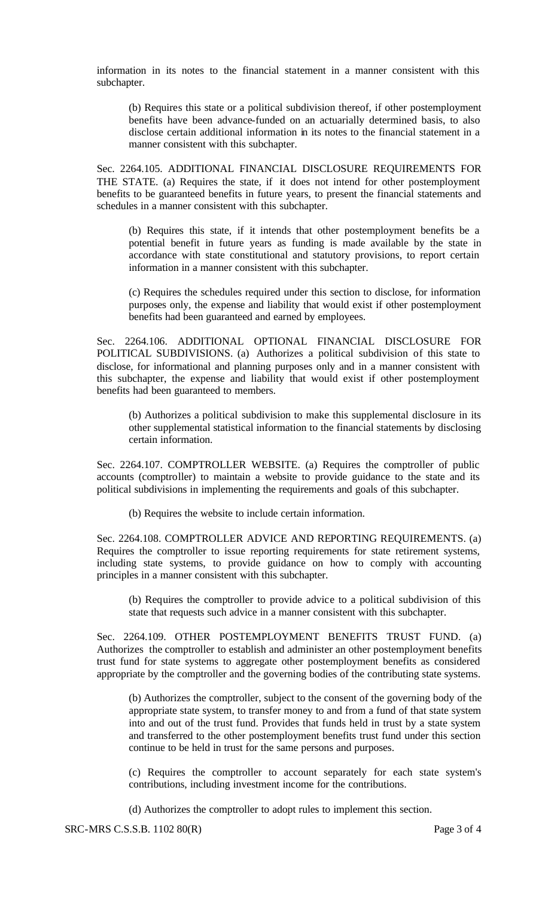information in its notes to the financial statement in a manner consistent with this subchapter.

(b) Requires this state or a political subdivision thereof, if other postemployment benefits have been advance-funded on an actuarially determined basis, to also disclose certain additional information in its notes to the financial statement in a manner consistent with this subchapter.

Sec. 2264.105. ADDITIONAL FINANCIAL DISCLOSURE REQUIREMENTS FOR THE STATE. (a) Requires the state, if it does not intend for other postemployment benefits to be guaranteed benefits in future years, to present the financial statements and schedules in a manner consistent with this subchapter.

(b) Requires this state, if it intends that other postemployment benefits be a potential benefit in future years as funding is made available by the state in accordance with state constitutional and statutory provisions, to report certain information in a manner consistent with this subchapter.

(c) Requires the schedules required under this section to disclose, for information purposes only, the expense and liability that would exist if other postemployment benefits had been guaranteed and earned by employees.

Sec. 2264.106. ADDITIONAL OPTIONAL FINANCIAL DISCLOSURE FOR POLITICAL SUBDIVISIONS. (a) Authorizes a political subdivision of this state to disclose, for informational and planning purposes only and in a manner consistent with this subchapter, the expense and liability that would exist if other postemployment benefits had been guaranteed to members.

(b) Authorizes a political subdivision to make this supplemental disclosure in its other supplemental statistical information to the financial statements by disclosing certain information.

Sec. 2264.107. COMPTROLLER WEBSITE. (a) Requires the comptroller of public accounts (comptroller) to maintain a website to provide guidance to the state and its political subdivisions in implementing the requirements and goals of this subchapter.

(b) Requires the website to include certain information.

Sec. 2264.108. COMPTROLLER ADVICE AND REPORTING REQUIREMENTS. (a) Requires the comptroller to issue reporting requirements for state retirement systems, including state systems, to provide guidance on how to comply with accounting principles in a manner consistent with this subchapter.

(b) Requires the comptroller to provide advice to a political subdivision of this state that requests such advice in a manner consistent with this subchapter.

Sec. 2264.109. OTHER POSTEMPLOYMENT BENEFITS TRUST FUND. (a) Authorizes the comptroller to establish and administer an other postemployment benefits trust fund for state systems to aggregate other postemployment benefits as considered appropriate by the comptroller and the governing bodies of the contributing state systems.

(b) Authorizes the comptroller, subject to the consent of the governing body of the appropriate state system, to transfer money to and from a fund of that state system into and out of the trust fund. Provides that funds held in trust by a state system and transferred to the other postemployment benefits trust fund under this section continue to be held in trust for the same persons and purposes.

(c) Requires the comptroller to account separately for each state system's contributions, including investment income for the contributions.

(d) Authorizes the comptroller to adopt rules to implement this section.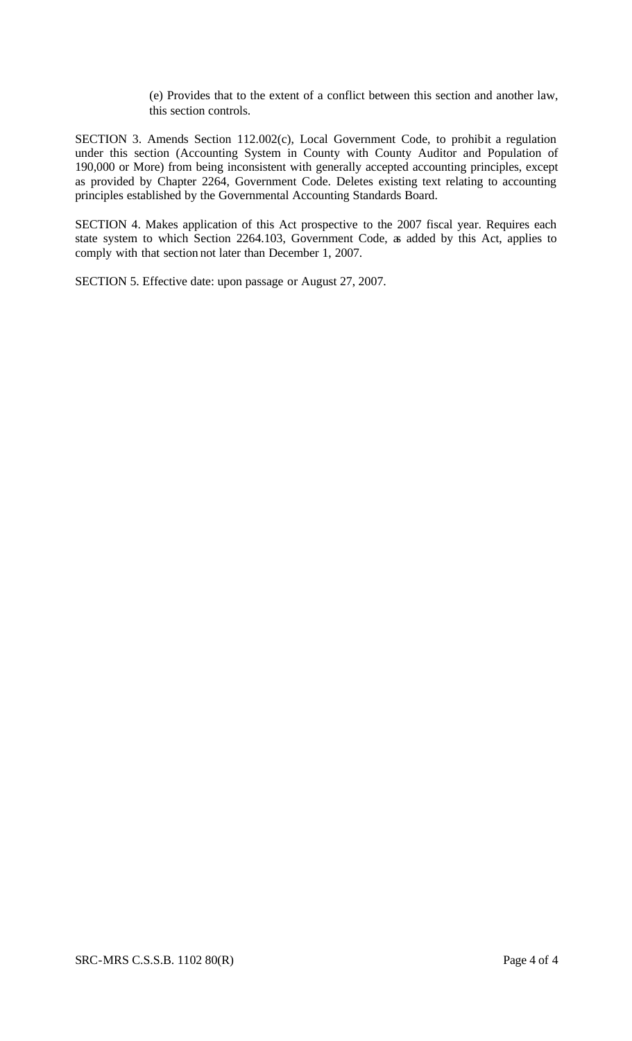(e) Provides that to the extent of a conflict between this section and another law, this section controls.

SECTION 3. Amends Section 112.002(c), Local Government Code, to prohibit a regulation under this section (Accounting System in County with County Auditor and Population of 190,000 or More) from being inconsistent with generally accepted accounting principles, except as provided by Chapter 2264, Government Code. Deletes existing text relating to accounting principles established by the Governmental Accounting Standards Board.

SECTION 4. Makes application of this Act prospective to the 2007 fiscal year. Requires each state system to which Section 2264.103, Government Code, as added by this Act, applies to comply with that section not later than December 1, 2007.

SECTION 5. Effective date: upon passage or August 27, 2007.